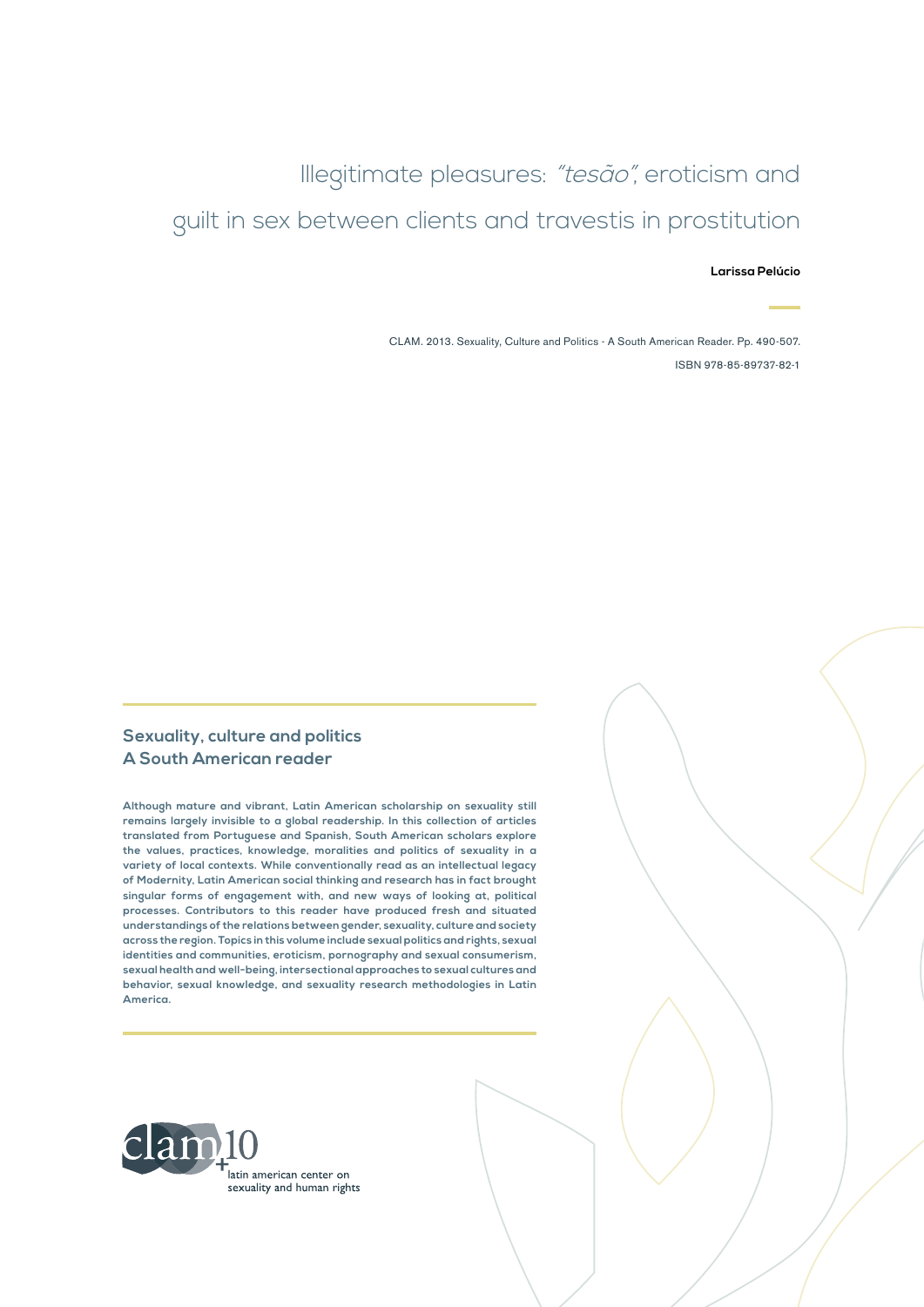# Illegitimate pleasures: *"tesão"*, eroticism and guilt in sex between clients and travestis in prostitution

**Larissa Pelúcio**

CLAM. 2013. Sexuality, Culture and Politics - A South American Reader. Pp. 490-507.

ISBN 978-85-89737-82-1

## Sexuality, culture and politics
## A South American reader

**Although mature and vibrant, Latin American scholarship on sexuality still remains largely invisible to a global readership. In this collection of articles translated from Portuguese and Spanish, South American scholars explore the values, practices, knowledge, moralities and politics of sexuality in a variety of local contexts. While conventionally read as an intellectual legacy of Modernity, Latin American social thinking and research has in fact brought singular forms of engagement with, and new ways of looking at, political processes. Contributors to this reader have produced fresh and situated understandings of the relations between gender, sexuality, culture and society across the region. Topics in this volume include sexual politics and rights, sexual identities and communities, eroticism, pornography and sexual consumerism, sexual health and well-being, intersectional approaches to sexual cultures and behavior, sexual knowledge, and sexuality research methodologies in Latin America.**

clam +10
latin american center on sexuality and human rights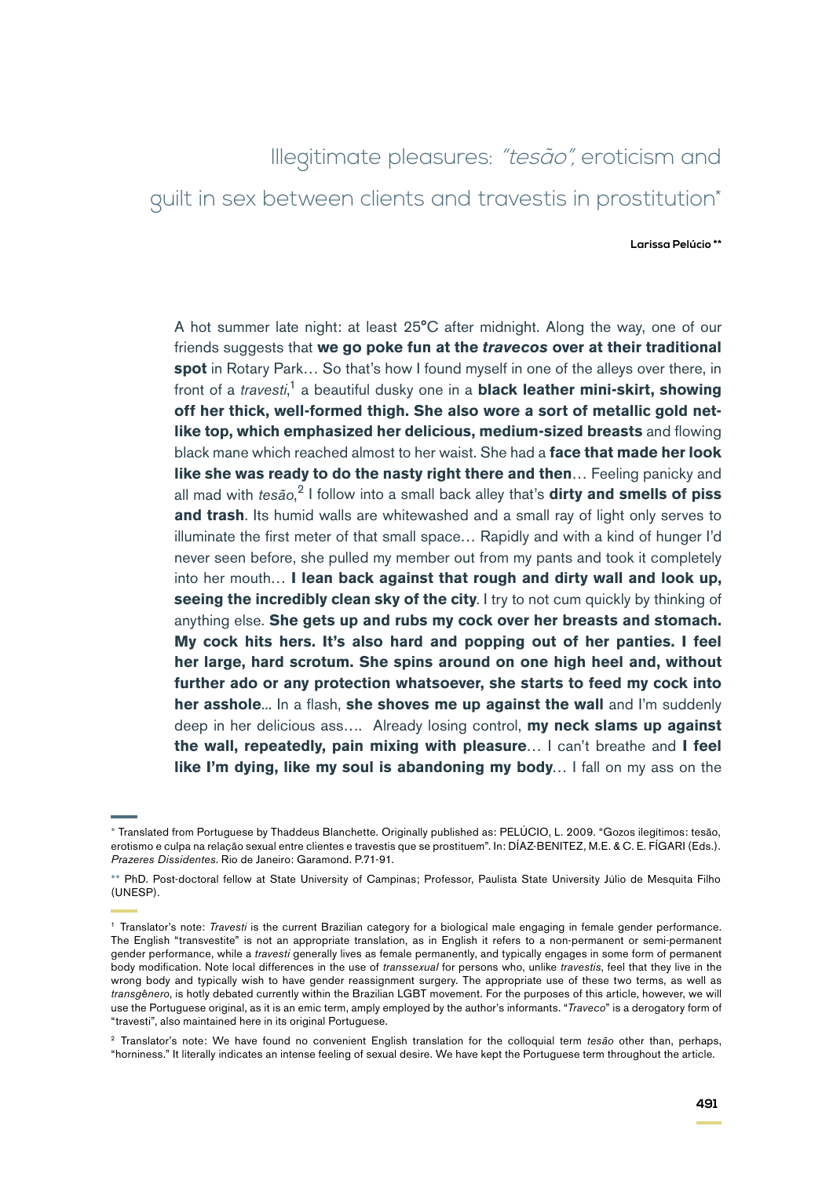# Illegitimate pleasures: *"tesão"*, eroticism and guilt in sex between clients and travestis in prostitution*

**Larissa Pelúcio ****

A hot summer late night: at least 25°C after midnight. Along the way, one of our friends suggests that **we go poke fun at the *travecos* over at their traditional spot** in Rotary Park… So that's how I found myself in one of the alleys over there, in front of a *travesti*,[1] a beautiful dusky one in a **black leather mini-skirt, showing off her thick, well-formed thigh. She also wore a sort of metallic gold net-like top, which emphasized her delicious, medium-sized breasts** and flowing black mane which reached almost to her waist. She had a **face that made her look like she was ready to do the nasty right there and then**… Feeling panicky and all mad with *tesão*,[2] I follow into a small back alley that's **dirty and smells of piss and trash**. Its humid walls are whitewashed and a small ray of light only serves to illuminate the first meter of that small space… Rapidly and with a kind of hunger I'd never seen before, she pulled my member out from my pants and took it completely into her mouth… **I lean back against that rough and dirty wall and look up, seeing the incredibly clean sky of the city**. I try to not cum quickly by thinking of anything else. **She gets up and rubs my cock over her breasts and stomach. My cock hits hers. It's also hard and popping out of her panties. I feel her large, hard scrotum. She spins around on one high heel and, without further ado or any protection whatsoever, she starts to feed my cock into her asshole**... In a flash, **she shoves me up against the wall** and I'm suddenly deep in her delicious ass…. Already losing control, **my neck slams up against the wall, repeatedly, pain mixing with pleasure**… I can't breathe and **I feel like I'm dying, like my soul is abandoning my body**… I fall on my ass on the

---

\* Translated from Portuguese by Thaddeus Blanchette. Originally published as: PELÚCIO, L. 2009. "Gozos ilegítimos: tesão, erotismo e culpa na relação sexual entre clientes e travestis que se prostituem". In: DÍAZ-BENITEZ, M.E. & C. E. FÍGARI (Eds.). *Prazeres Dissidentes*. Rio de Janeiro: Garamond. P.71-91.

\*\* PhD. Post-doctoral fellow at State University of Campinas; Professor, Paulista State University Júlio de Mesquita Filho (UNESP).

[1] Translator's note: *Travesti* is the current Brazilian category for a biological male engaging in female gender performance. The English "transvestite" is not an appropriate translation, as in English it refers to a non-permanent or semi-permanent gender performance, while a *travesti* generally lives as female permanently, and typically engages in some form of permanent body modification. Note local differences in the use of *transsexual* for persons who, unlike *travestis*, feel that they live in the wrong body and typically wish to have gender reassignment surgery. The appropriate use of these two terms, as well as *transgênero*, is hotly debated currently within the Brazilian LGBT movement. For the purposes of this article, however, we will use the Portuguese original, as it is an emic term, amply employed by the author's informants. "*Traveco*" is a derogatory form of "travesti", also maintained here in its original Portuguese.

[2] Translator's note: We have found no convenient English translation for the colloquial term *tesão* other than, perhaps, "horniness." It literally indicates an intense feeling of sexual desire. We have kept the Portuguese term throughout the article.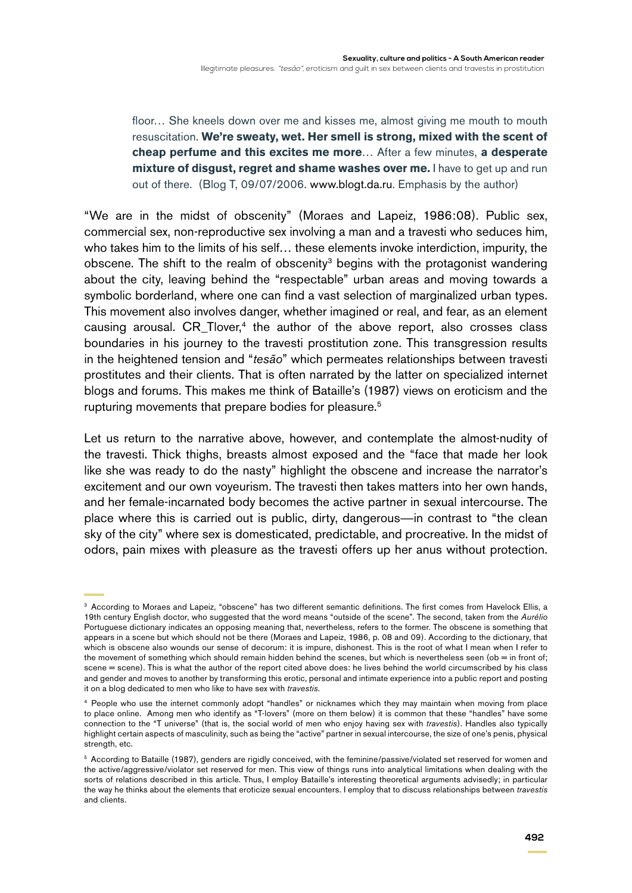> floor… She kneels down over me and kisses me, almost giving me mouth to mouth resuscitation. **We're sweaty, wet. Her smell is strong, mixed with the scent of cheap perfume and this excites me more**… After a few minutes, **a desperate mixture of disgust, regret and shame washes over me.** I have to get up and run out of there. (Blog T, 09/07/2006. www.blogt.da.ru. Emphasis by the author)

"We are in the midst of obscenity" (Moraes and Lapeiz, 1986:08). Public sex, commercial sex, non-reproductive sex involving a man and a travesti who seduces him, who takes him to the limits of his self… these elements invoke interdiction, impurity, the obscene. The shift to the realm of obscenity[3] begins with the protagonist wandering about the city, leaving behind the "respectable" urban areas and moving towards a symbolic borderland, where one can find a vast selection of marginalized urban types. This movement also involves danger, whether imagined or real, and fear, as an element causing arousal. CR_Tlover,[4] the author of the above report, also crosses class boundaries in his journey to the travesti prostitution zone. This transgression results in the heightened tension and "*tesão*" which permeates relationships between travesti prostitutes and their clients. That is often narrated by the latter on specialized internet blogs and forums. This makes me think of Bataille's (1987) views on eroticism and the rupturing movements that prepare bodies for pleasure.[5]

Let us return to the narrative above, however, and contemplate the almost-nudity of the travesti. Thick thighs, breasts almost exposed and the "face that made her look like she was ready to do the nasty" highlight the obscene and increase the narrator's excitement and our own voyeurism. The travesti then takes matters into her own hands, and her female-incarnated body becomes the active partner in sexual intercourse. The place where this is carried out is public, dirty, dangerous—in contrast to "the clean sky of the city" where sex is domesticated, predictable, and procreative. In the midst of odors, pain mixes with pleasure as the travesti offers up her anus without protection.

---

[3] According to Moraes and Lapeiz, "obscene" has two different semantic definitions. The first comes from Havelock Ellis, a 19th century English doctor, who suggested that the word means "outside of the scene". The second, taken from the *Aurélio* Portuguese dictionary indicates an opposing meaning that, nevertheless, refers to the former. The obscene is something that appears in a scene but which should not be there (Moraes and Lapeiz, 1986, p. 08 and 09). According to the dictionary, that which is obscene also wounds our sense of decorum: it is impure, dishonest. This is the root of what I mean when I refer to the movement of something which should remain hidden behind the scenes, but which is nevertheless seen (ob = in front of; scene = scene). This is what the author of the report cited above does: he lives behind the world circumscribed by his class and gender and moves to another by transforming this erotic, personal and intimate experience into a public report and posting it on a blog dedicated to men who like to have sex with *travestis*.

[4] People who use the internet commonly adopt "handles" or nicknames which they may maintain when moving from place to place online. Among men who identify as "T-lovers" (more on them below) it is common that these "handles" have some connection to the "T universe" (that is, the social world of men who enjoy having sex with *travestis*). Handles also typically highlight certain aspects of masculinity, such as being the "active" partner in sexual intercourse, the size of one's penis, physical strength, etc.

[5] According to Bataille (1987), genders are rigidly conceived, with the feminine/passive/violated set reserved for women and the active/aggressive/violator set reserved for men. This view of things runs into analytical limitations when dealing with the sorts of relations described in this article. Thus, I employ Bataille's interesting theoretical arguments advisedly; in particular the way he thinks about the elements that eroticize sexual encounters. I employ that to discuss relationships between *travestis* and clients.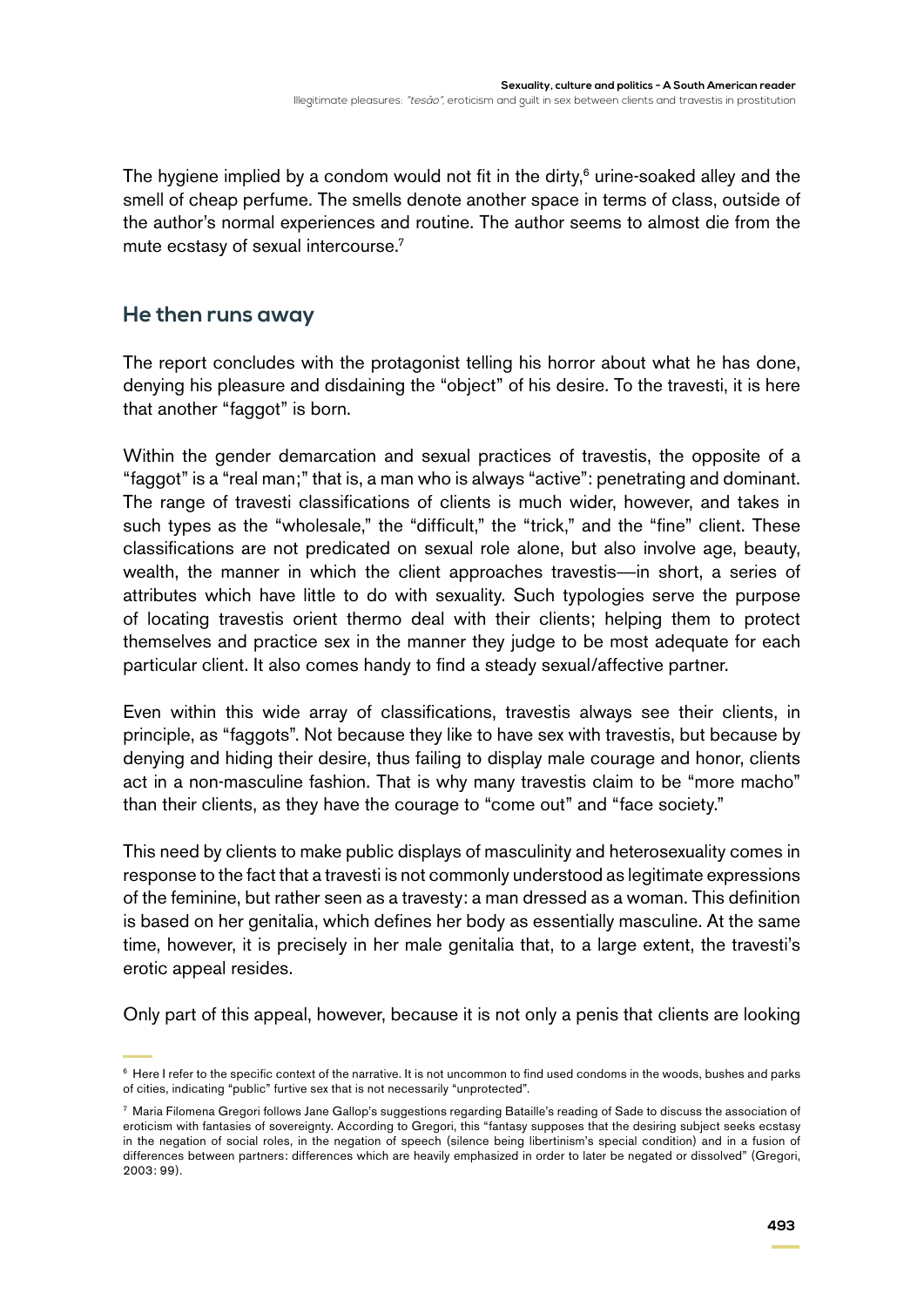The hygiene implied by a condom would not fit in the dirty,[6] urine-soaked alley and the smell of cheap perfume. The smells denote another space in terms of class, outside of the author's normal experiences and routine. The author seems to almost die from the mute ecstasy of sexual intercourse.[7]

## He then runs away

The report concludes with the protagonist telling his horror about what he has done, denying his pleasure and disdaining the "object" of his desire. To the travesti, it is here that another "faggot" is born.

Within the gender demarcation and sexual practices of travestis, the opposite of a "faggot" is a "real man;" that is, a man who is always "active": penetrating and dominant. The range of travesti classifications of clients is much wider, however, and takes in such types as the "wholesale," the "difficult," the "trick," and the "fine" client. These classifications are not predicated on sexual role alone, but also involve age, beauty, wealth, the manner in which the client approaches travestis—in short, a series of attributes which have little to do with sexuality. Such typologies serve the purpose of locating travestis orient thermo deal with their clients; helping them to protect themselves and practice sex in the manner they judge to be most adequate for each particular client. It also comes handy to find a steady sexual/affective partner.

Even within this wide array of classifications, travestis always see their clients, in principle, as "faggots". Not because they like to have sex with travestis, but because by denying and hiding their desire, thus failing to display male courage and honor, clients act in a non-masculine fashion. That is why many travestis claim to be "more macho" than their clients, as they have the courage to "come out" and "face society."

This need by clients to make public displays of masculinity and heterosexuality comes in response to the fact that a travesti is not commonly understood as legitimate expressions of the feminine, but rather seen as a travesty: a man dressed as a woman. This definition is based on her genitalia, which defines her body as essentially masculine. At the same time, however, it is precisely in her male genitalia that, to a large extent, the travesti's erotic appeal resides.

Only part of this appeal, however, because it is not only a penis that clients are looking

---

[6] Here I refer to the specific context of the narrative. It is not uncommon to find used condoms in the woods, bushes and parks of cities, indicating "public" furtive sex that is not necessarily "unprotected".

[7] Maria Filomena Gregori follows Jane Gallop's suggestions regarding Bataille's reading of Sade to discuss the association of eroticism with fantasies of sovereignty. According to Gregori, this "fantasy supposes that the desiring subject seeks ecstasy in the negation of social roles, in the negation of speech (silence being libertinism's special condition) and in a fusion of differences between partners: differences which are heavily emphasized in order to later be negated or dissolved" (Gregori, 2003: 99).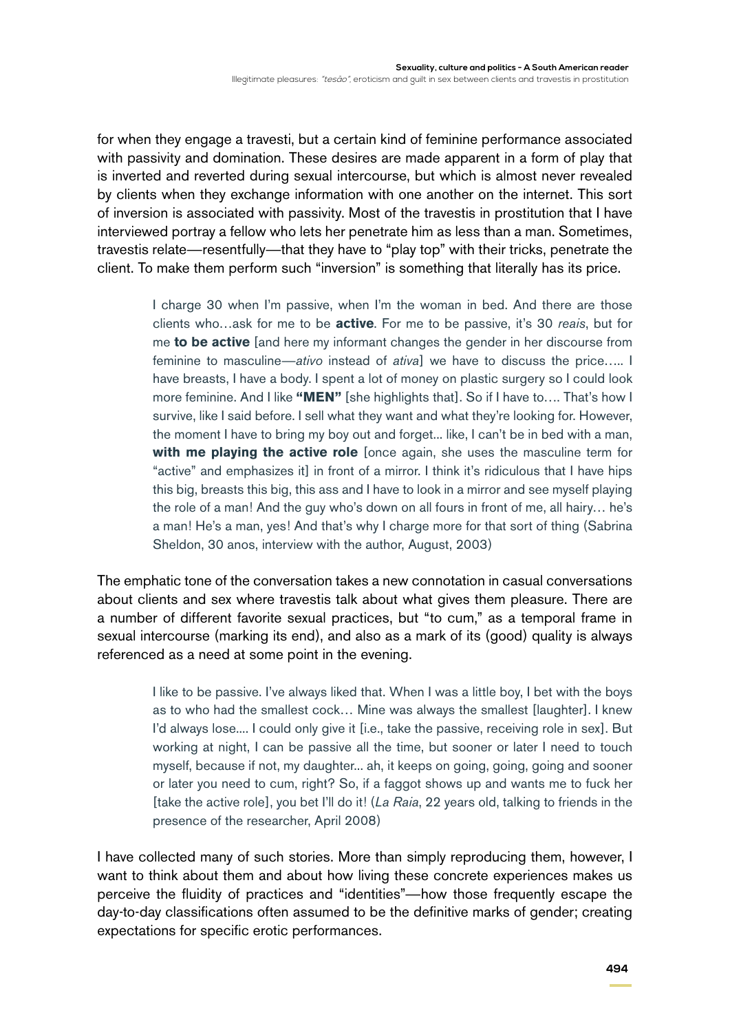for when they engage a travesti, but a certain kind of feminine performance associated with passivity and domination. These desires are made apparent in a form of play that is inverted and reverted during sexual intercourse, but which is almost never revealed by clients when they exchange information with one another on the internet. This sort of inversion is associated with passivity. Most of the travestis in prostitution that I have interviewed portray a fellow who lets her penetrate him as less than a man. Sometimes, travestis relate—resentfully—that they have to "play top" with their tricks, penetrate the client. To make them perform such "inversion" is something that literally has its price.

> I charge 30 when I'm passive, when I'm the woman in bed. And there are those clients who…ask for me to be **active**. For me to be passive, it's 30 *reais*, but for me **to be active** [and here my informant changes the gender in her discourse from feminine to masculine—*ativo* instead of *ativa*] we have to discuss the price….. I have breasts, I have a body. I spent a lot of money on plastic surgery so I could look more feminine. And I like **"MEN"** [she highlights that]. So if I have to…. That's how I survive, like I said before. I sell what they want and what they're looking for. However, the moment I have to bring my boy out and forget... like, I can't be in bed with a man, **with me playing the active role** [once again, she uses the masculine term for "active" and emphasizes it] in front of a mirror. I think it's ridiculous that I have hips this big, breasts this big, this ass and I have to look in a mirror and see myself playing the role of a man! And the guy who's down on all fours in front of me, all hairy… he's a man! He's a man, yes! And that's why I charge more for that sort of thing (Sabrina Sheldon, 30 anos, interview with the author, August, 2003)

The emphatic tone of the conversation takes a new connotation in casual conversations about clients and sex where travestis talk about what gives them pleasure. There are a number of different favorite sexual practices, but "to cum," as a temporal frame in sexual intercourse (marking its end), and also as a mark of its (good) quality is always referenced as a need at some point in the evening.

> I like to be passive. I've always liked that. When I was a little boy, I bet with the boys as to who had the smallest cock… Mine was always the smallest [laughter]. I knew I'd always lose.... I could only give it [i.e., take the passive, receiving role in sex]. But working at night, I can be passive all the time, but sooner or later I need to touch myself, because if not, my daughter... ah, it keeps on going, going, going and sooner or later you need to cum, right? So, if a faggot shows up and wants me to fuck her [take the active role], you bet I'll do it! (*La Raia*, 22 years old, talking to friends in the presence of the researcher, April 2008)

I have collected many of such stories. More than simply reproducing them, however, I want to think about them and about how living these concrete experiences makes us perceive the fluidity of practices and "identities"—how those frequently escape the day-to-day classifications often assumed to be the definitive marks of gender; creating expectations for specific erotic performances.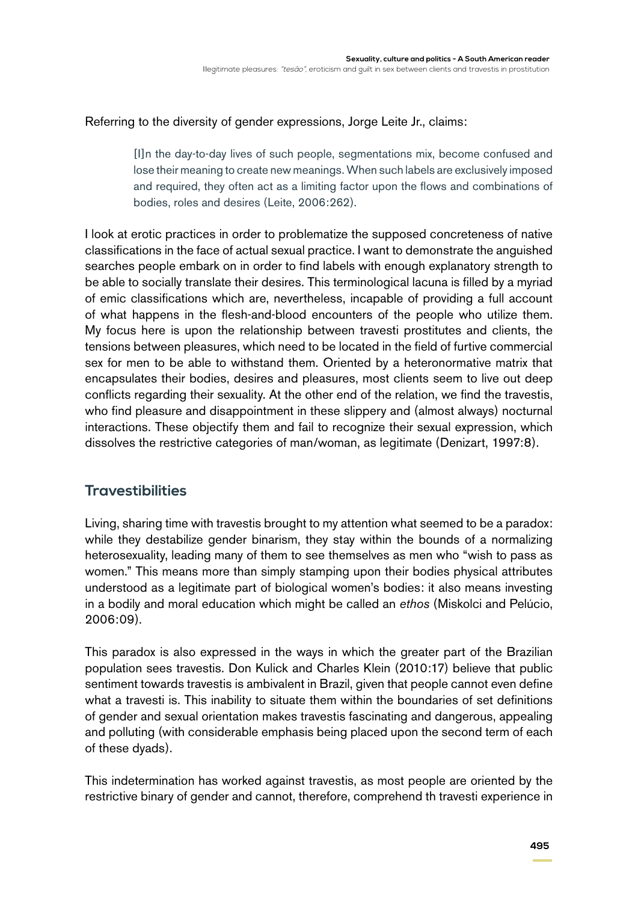Referring to the diversity of gender expressions, Jorge Leite Jr., claims:

> [I]n the day-to-day lives of such people, segmentations mix, become confused and lose their meaning to create new meanings. When such labels are exclusively imposed and required, they often act as a limiting factor upon the flows and combinations of bodies, roles and desires (Leite, 2006:262).

I look at erotic practices in order to problematize the supposed concreteness of native classifications in the face of actual sexual practice. I want to demonstrate the anguished searches people embark on in order to find labels with enough explanatory strength to be able to socially translate their desires. This terminological lacuna is filled by a myriad of emic classifications which are, nevertheless, incapable of providing a full account of what happens in the flesh-and-blood encounters of the people who utilize them. My focus here is upon the relationship between travesti prostitutes and clients, the tensions between pleasures, which need to be located in the field of furtive commercial sex for men to be able to withstand them. Oriented by a heteronormative matrix that encapsulates their bodies, desires and pleasures, most clients seem to live out deep conflicts regarding their sexuality. At the other end of the relation, we find the travestis, who find pleasure and disappointment in these slippery and (almost always) nocturnal interactions. These objectify them and fail to recognize their sexual expression, which dissolves the restrictive categories of man/woman, as legitimate (Denizart, 1997:8).

## Travestibilities

Living, sharing time with travestis brought to my attention what seemed to be a paradox: while they destabilize gender binarism, they stay within the bounds of a normalizing heterosexuality, leading many of them to see themselves as men who "wish to pass as women." This means more than simply stamping upon their bodies physical attributes understood as a legitimate part of biological women's bodies: it also means investing in a bodily and moral education which might be called an *ethos* (Miskolci and Pelúcio, 2006:09).

This paradox is also expressed in the ways in which the greater part of the Brazilian population sees travestis. Don Kulick and Charles Klein (2010:17) believe that public sentiment towards travestis is ambivalent in Brazil, given that people cannot even define what a travesti is. This inability to situate them within the boundaries of set definitions of gender and sexual orientation makes travestis fascinating and dangerous, appealing and polluting (with considerable emphasis being placed upon the second term of each of these dyads).

This indetermination has worked against travestis, as most people are oriented by the restrictive binary of gender and cannot, therefore, comprehend th travesti experience in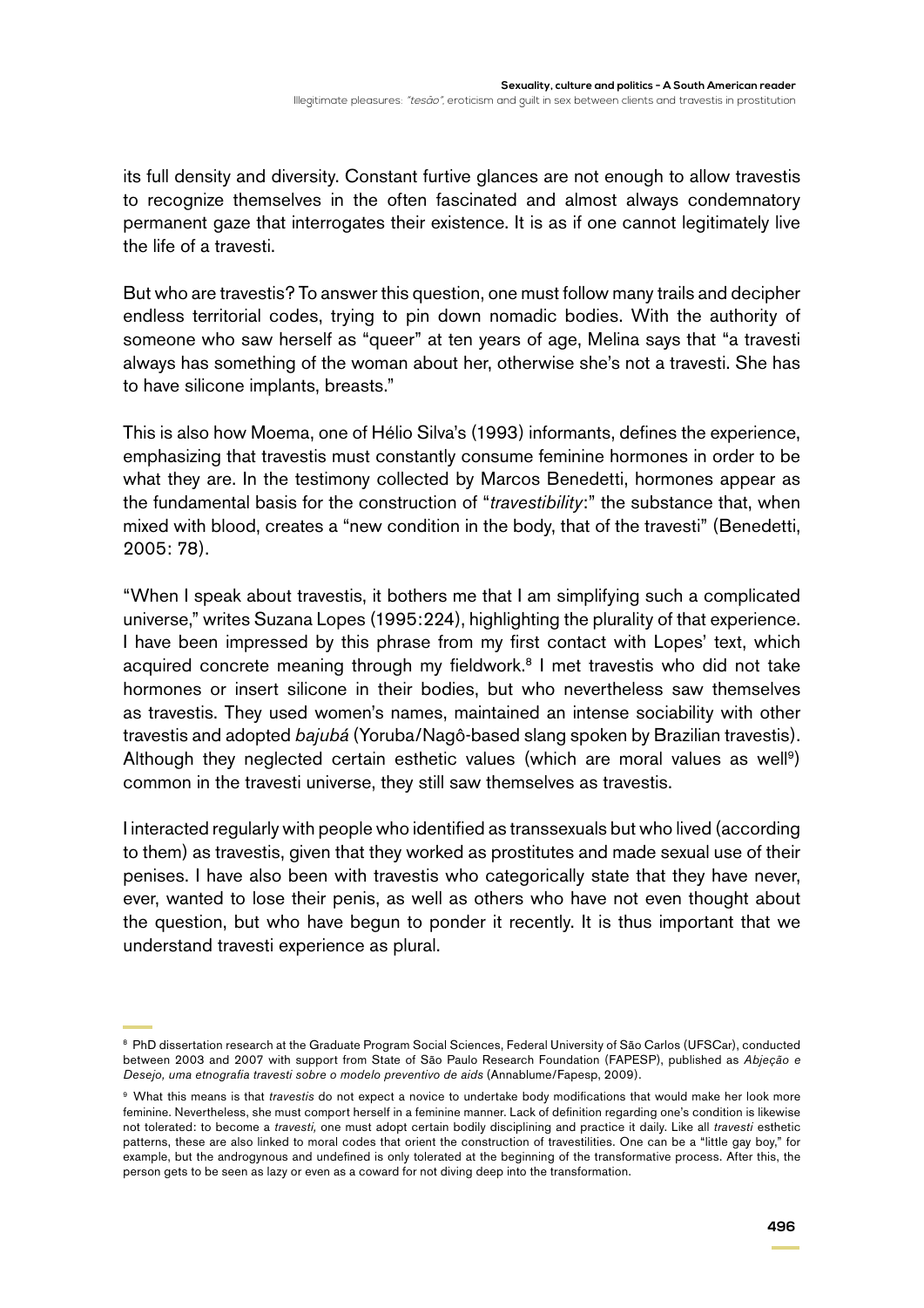its full density and diversity. Constant furtive glances are not enough to allow travestis to recognize themselves in the often fascinated and almost always condemnatory permanent gaze that interrogates their existence. It is as if one cannot legitimately live the life of a travesti.

But who are travestis? To answer this question, one must follow many trails and decipher endless territorial codes, trying to pin down nomadic bodies. With the authority of someone who saw herself as "queer" at ten years of age, Melina says that "a travesti always has something of the woman about her, otherwise she's not a travesti. She has to have silicone implants, breasts."

This is also how Moema, one of Hélio Silva's (1993) informants, defines the experience, emphasizing that travestis must constantly consume feminine hormones in order to be what they are. In the testimony collected by Marcos Benedetti, hormones appear as the fundamental basis for the construction of "*travestibility*:" the substance that, when mixed with blood, creates a "new condition in the body, that of the travesti" (Benedetti, 2005: 78).

"When I speak about travestis, it bothers me that I am simplifying such a complicated universe," writes Suzana Lopes (1995:224), highlighting the plurality of that experience. I have been impressed by this phrase from my first contact with Lopes' text, which acquired concrete meaning through my fieldwork.[8] I met travestis who did not take hormones or insert silicone in their bodies, but who nevertheless saw themselves as travestis. They used women's names, maintained an intense sociability with other travestis and adopted *bajubá* (Yoruba/Nagô-based slang spoken by Brazilian travestis). Although they neglected certain esthetic values (which are moral values as well[9]) common in the travesti universe, they still saw themselves as travestis.

I interacted regularly with people who identified as transsexuals but who lived (according to them) as travestis, given that they worked as prostitutes and made sexual use of their penises. I have also been with travestis who categorically state that they have never, ever, wanted to lose their penis, as well as others who have not even thought about the question, but who have begun to ponder it recently. It is thus important that we understand travesti experience as plural.

---

[8] PhD dissertation research at the Graduate Program Social Sciences, Federal University of São Carlos (UFSCar), conducted between 2003 and 2007 with support from State of São Paulo Research Foundation (FAPESP), published as *Abjeção e Desejo, uma etnografia travesti sobre o modelo preventivo de aids* (Annablume/Fapesp, 2009).

[9] What this means is that *travestis* do not expect a novice to undertake body modifications that would make her look more feminine. Nevertheless, she must comport herself in a feminine manner. Lack of definition regarding one's condition is likewise not tolerated: to become a *travesti,* one must adopt certain bodily disciplining and practice it daily. Like all *travesti* esthetic patterns, these are also linked to moral codes that orient the construction of travestilities. One can be a "little gay boy," for example, but the androgynous and undefined is only tolerated at the beginning of the transformative process. After this, the person gets to be seen as lazy or even as a coward for not diving deep into the transformation.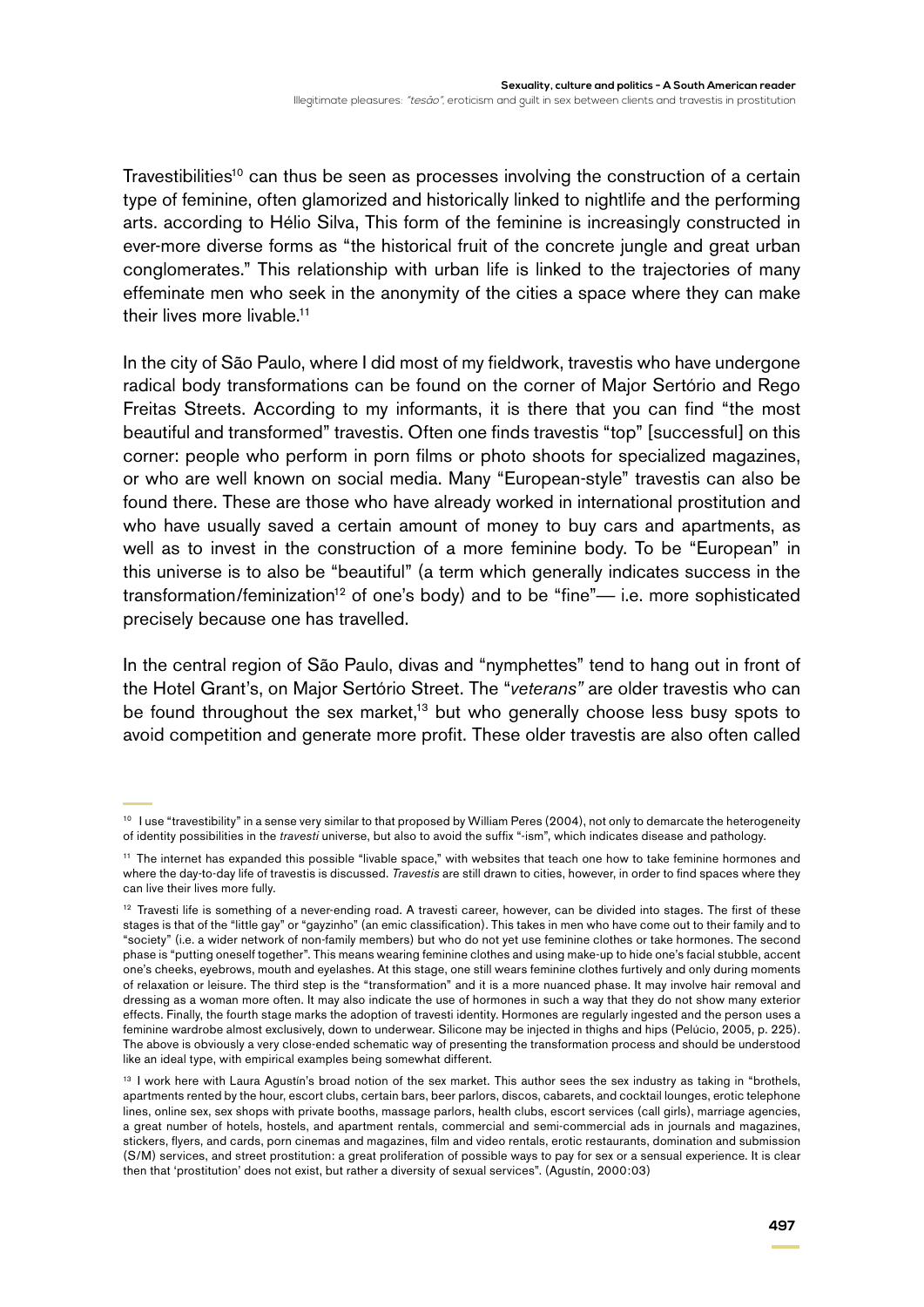Travestibilities[10] can thus be seen as processes involving the construction of a certain type of feminine, often glamorized and historically linked to nightlife and the performing arts. according to Hélio Silva, This form of the feminine is increasingly constructed in ever-more diverse forms as "the historical fruit of the concrete jungle and great urban conglomerates." This relationship with urban life is linked to the trajectories of many effeminate men who seek in the anonymity of the cities a space where they can make their lives more livable.[11]

In the city of São Paulo, where I did most of my fieldwork, travestis who have undergone radical body transformations can be found on the corner of Major Sertório and Rego Freitas Streets. According to my informants, it is there that you can find "the most beautiful and transformed" travestis. Often one finds travestis "top" [successful] on this corner: people who perform in porn films or photo shoots for specialized magazines, or who are well known on social media. Many "European-style" travestis can also be found there. These are those who have already worked in international prostitution and who have usually saved a certain amount of money to buy cars and apartments, as well as to invest in the construction of a more feminine body. To be "European" in this universe is to also be "beautiful" (a term which generally indicates success in the transformation/feminization[12] of one's body) and to be "fine"— i.e. more sophisticated precisely because one has travelled.

In the central region of São Paulo, divas and "nymphettes" tend to hang out in front of the Hotel Grant's, on Major Sertório Street. The "*veterans"* are older travestis who can be found throughout the sex market,[13] but who generally choose less busy spots to avoid competition and generate more profit. These older travestis are also often called

---

[10] I use "travestibility" in a sense very similar to that proposed by William Peres (2004), not only to demarcate the heterogeneity of identity possibilities in the *travesti* universe, but also to avoid the suffix "-ism", which indicates disease and pathology.

[11] The internet has expanded this possible "livable space," with websites that teach one how to take feminine hormones and where the day-to-day life of travestis is discussed. *Travestis* are still drawn to cities, however, in order to find spaces where they can live their lives more fully.

[12] Travesti life is something of a never-ending road. A travesti career, however, can be divided into stages. The first of these stages is that of the "little gay" or "gayzinho" (an emic classification). This takes in men who have come out to their family and to "society" (i.e. a wider network of non-family members) but who do not yet use feminine clothes or take hormones. The second phase is "putting oneself together". This means wearing feminine clothes and using make-up to hide one's facial stubble, accent one's cheeks, eyebrows, mouth and eyelashes. At this stage, one still wears feminine clothes furtively and only during moments of relaxation or leisure. The third step is the "transformation" and it is a more nuanced phase. It may involve hair removal and dressing as a woman more often. It may also indicate the use of hormones in such a way that they do not show many exterior effects. Finally, the fourth stage marks the adoption of travesti identity. Hormones are regularly ingested and the person uses a feminine wardrobe almost exclusively, down to underwear. Silicone may be injected in thighs and hips (Pelúcio, 2005, p. 225). The above is obviously a very close-ended schematic way of presenting the transformation process and should be understood like an ideal type, with empirical examples being somewhat different.

[13] I work here with Laura Agustín's broad notion of the sex market. This author sees the sex industry as taking in "brothels, apartments rented by the hour, escort clubs, certain bars, beer parlors, discos, cabarets, and cocktail lounges, erotic telephone lines, online sex, sex shops with private booths, massage parlors, health clubs, escort services (call girls), marriage agencies, a great number of hotels, hostels, and apartment rentals, commercial and semi-commercial ads in journals and magazines, stickers, flyers, and cards, porn cinemas and magazines, film and video rentals, erotic restaurants, domination and submission (S/M) services, and street prostitution: a great proliferation of possible ways to pay for sex or a sensual experience. It is clear then that 'prostitution' does not exist, but rather a diversity of sexual services". (Agustín, 2000:03)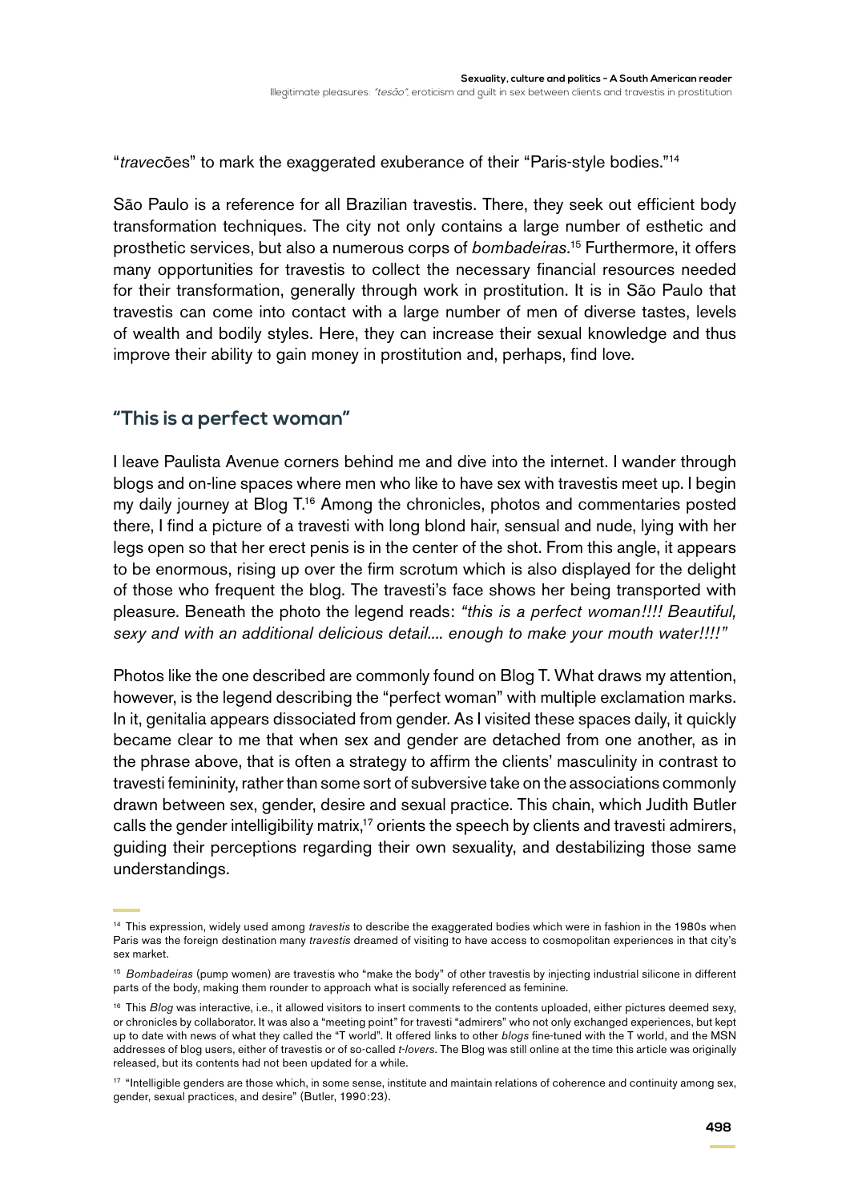"*travec*ões" to mark the exaggerated exuberance of their "Paris-style bodies."[14]

São Paulo is a reference for all Brazilian travestis. There, they seek out efficient body transformation techniques. The city not only contains a large number of esthetic and prosthetic services, but also a numerous corps of *bombadeiras.*[15] Furthermore, it offers many opportunities for travestis to collect the necessary financial resources needed for their transformation, generally through work in prostitution. It is in São Paulo that travestis can come into contact with a large number of men of diverse tastes, levels of wealth and bodily styles. Here, they can increase their sexual knowledge and thus improve their ability to gain money in prostitution and, perhaps, find love.

## "This is a perfect woman"

I leave Paulista Avenue corners behind me and dive into the internet. I wander through blogs and on-line spaces where men who like to have sex with travestis meet up. I begin my daily journey at Blog T.[16] Among the chronicles, photos and commentaries posted there, I find a picture of a travesti with long blond hair, sensual and nude, lying with her legs open so that her erect penis is in the center of the shot. From this angle, it appears to be enormous, rising up over the firm scrotum which is also displayed for the delight of those who frequent the blog. The travesti's face shows her being transported with pleasure. Beneath the photo the legend reads: *"this is a perfect woman!!!! Beautiful, sexy and with an additional delicious detail.... enough to make your mouth water!!!!"*

Photos like the one described are commonly found on Blog T. What draws my attention, however, is the legend describing the "perfect woman" with multiple exclamation marks. In it, genitalia appears dissociated from gender. As I visited these spaces daily, it quickly became clear to me that when sex and gender are detached from one another, as in the phrase above, that is often a strategy to affirm the clients' masculinity in contrast to travesti femininity, rather than some sort of subversive take on the associations commonly drawn between sex, gender, desire and sexual practice. This chain, which Judith Butler calls the gender intelligibility matrix,[17] orients the speech by clients and travesti admirers, guiding their perceptions regarding their own sexuality, and destabilizing those same understandings.

---

[14] This expression, widely used among *travestis* to describe the exaggerated bodies which were in fashion in the 1980s when Paris was the foreign destination many *travestis* dreamed of visiting to have access to cosmopolitan experiences in that city's sex market.

[15] *Bombadeiras* (pump women) are travestis who "make the body" of other travestis by injecting industrial silicone in different parts of the body, making them rounder to approach what is socially referenced as feminine.

[16] This *Blog* was interactive, i.e., it allowed visitors to insert comments to the contents uploaded, either pictures deemed sexy, or chronicles by collaborator. It was also a "meeting point" for travesti "admirers" who not only exchanged experiences, but kept up to date with news of what they called the "T world". It offered links to other *blogs* fine-tuned with the T world, and the MSN addresses of blog users, either of travestis or of so-called *t-lovers*. The Blog was still online at the time this article was originally released, but its contents had not been updated for a while.

[17] "Intelligible genders are those which, in some sense, institute and maintain relations of coherence and continuity among sex, gender, sexual practices, and desire" (Butler, 1990:23).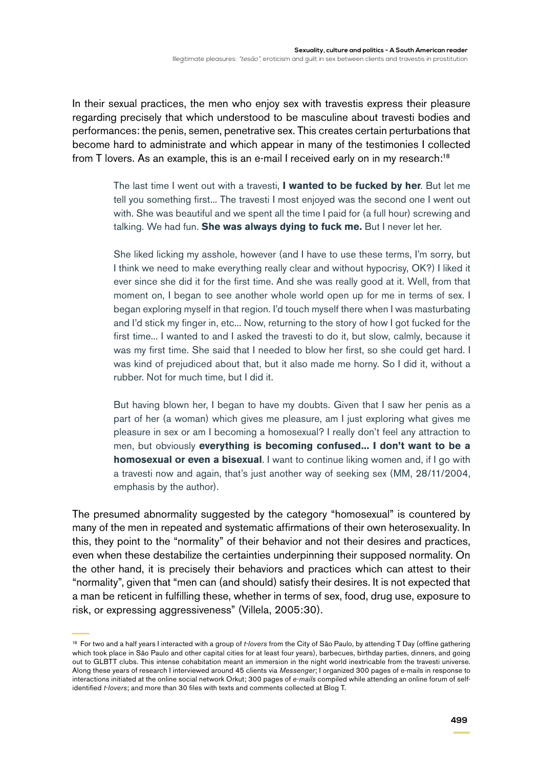In their sexual practices, the men who enjoy sex with travestis express their pleasure regarding precisely that which understood to be masculine about travesti bodies and performances: the penis, semen, penetrative sex. This creates certain perturbations that become hard to administrate and which appear in many of the testimonies I collected from T lovers. As an example, this is an e-mail I received early on in my research:[18]

> The last time I went out with a travesti, **I wanted to be fucked by her**. But let me tell you something first... The travesti I most enjoyed was the second one I went out with. She was beautiful and we spent all the time I paid for (a full hour) screwing and talking. We had fun. **She was always dying to fuck me.** But I never let her.
>
> She liked licking my asshole, however (and I have to use these terms, I'm sorry, but I think we need to make everything really clear and without hypocrisy, OK?) I liked it ever since she did it for the first time. And she was really good at it. Well, from that moment on, I began to see another whole world open up for me in terms of sex. I began exploring myself in that region. I'd touch myself there when I was masturbating and I'd stick my finger in, etc... Now, returning to the story of how I got fucked for the first time... I wanted to and I asked the travesti to do it, but slow, calmly, because it was my first time. She said that I needed to blow her first, so she could get hard. I was kind of prejudiced about that, but it also made me horny. So I did it, without a rubber. Not for much time, but I did it.
>
> But having blown her, I began to have my doubts. Given that I saw her penis as a part of her (a woman) which gives me pleasure, am I just exploring what gives me pleasure in sex or am I becoming a homosexual? I really don't feel any attraction to men, but obviously **everything is becoming confused... I don't want to be a homosexual or even a bisexual**. I want to continue liking women and, if I go with a travesti now and again, that's just another way of seeking sex (MM, 28/11/2004, emphasis by the author).

The presumed abnormality suggested by the category "homosexual" is countered by many of the men in repeated and systematic affirmations of their own heterosexuality. In this, they point to the "normality" of their behavior and not their desires and practices, even when these destabilize the certainties underpinning their supposed normality. On the other hand, it is precisely their behaviors and practices which can attest to their "normality", given that "men can (and should) satisfy their desires. It is not expected that a man be reticent in fulfilling these, whether in terms of sex, food, drug use, exposure to risk, or expressing aggressiveness" (Villela, 2005:30).

---

[18] For two and a half years I interacted with a group of *t-lovers* from the City of São Paulo, by attending T Day (offline gathering which took place in São Paulo and other capital cities for at least four years), barbecues, birthday parties, dinners, and going out to GLBTT clubs. This intense cohabitation meant an immersion in the night world inextricable from the travesti universe. Along these years of research I interviewed around 45 clients via *Messenger*; I organized 300 pages of e-mails in response to interactions initiated at the online social network Orkut; 300 pages of *e-mails* compiled while attending an online forum of self-identified *t-lovers*; and more than 30 files with texts and comments collected at Blog T.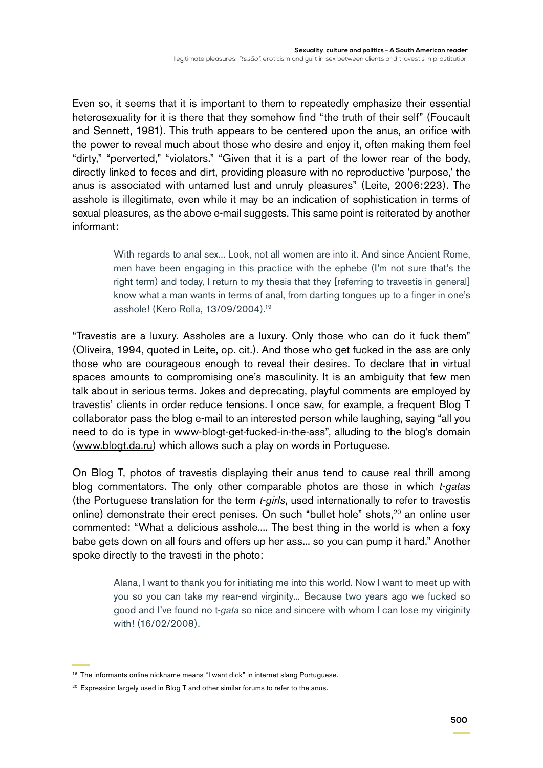Even so, it seems that it is important to them to repeatedly emphasize their essential heterosexuality for it is there that they somehow find "the truth of their self" (Foucault and Sennett, 1981). This truth appears to be centered upon the anus, an orifice with the power to reveal much about those who desire and enjoy it, often making them feel "dirty," "perverted," "violators." "Given that it is a part of the lower rear of the body, directly linked to feces and dirt, providing pleasure with no reproductive 'purpose,' the anus is associated with untamed lust and unruly pleasures" (Leite, 2006:223). The asshole is illegitimate, even while it may be an indication of sophistication in terms of sexual pleasures, as the above e-mail suggests. This same point is reiterated by another informant:

> With regards to anal sex... Look, not all women are into it. And since Ancient Rome, men have been engaging in this practice with the ephebe (I'm not sure that's the right term) and today, I return to my thesis that they [referring to travestis in general] know what a man wants in terms of anal, from darting tongues up to a finger in one's asshole! (Kero Rolla, 13/09/2004).[19]

"Travestis are a luxury. Assholes are a luxury. Only those who can do it fuck them" (Oliveira, 1994, quoted in Leite, op. cit.). And those who get fucked in the ass are only those who are courageous enough to reveal their desires. To declare that in virtual spaces amounts to compromising one's masculinity. It is an ambiguity that few men talk about in serious terms. Jokes and deprecating, playful comments are employed by travestis' clients in order reduce tensions. I once saw, for example, a frequent Blog T collaborator pass the blog e-mail to an interested person while laughing, saying "all you need to do is type in www-blogt-get-fucked-in-the-ass", alluding to the blog's domain (www.blogt.da.ru) which allows such a play on words in Portuguese.

On Blog T, photos of travestis displaying their anus tend to cause real thrill among blog commentators. The only other comparable photos are those in which *t-gatas* (the Portuguese translation for the term *t-girls*, used internationally to refer to travestis online) demonstrate their erect penises. On such "bullet hole" shots,[20] an online user commented: "What a delicious asshole.... The best thing in the world is when a foxy babe gets down on all fours and offers up her ass... so you can pump it hard." Another spoke directly to the travesti in the photo:

> Alana, I want to thank you for initiating me into this world. Now I want to meet up with you so you can take my rear-end virginity... Because two years ago we fucked so good and I've found no t-*gata* so nice and sincere with whom I can lose my viriginity with! (16/02/2008).

---

[19] The informants online nickname means "I want dick" in internet slang Portuguese.

[20] Expression largely used in Blog T and other similar forums to refer to the anus.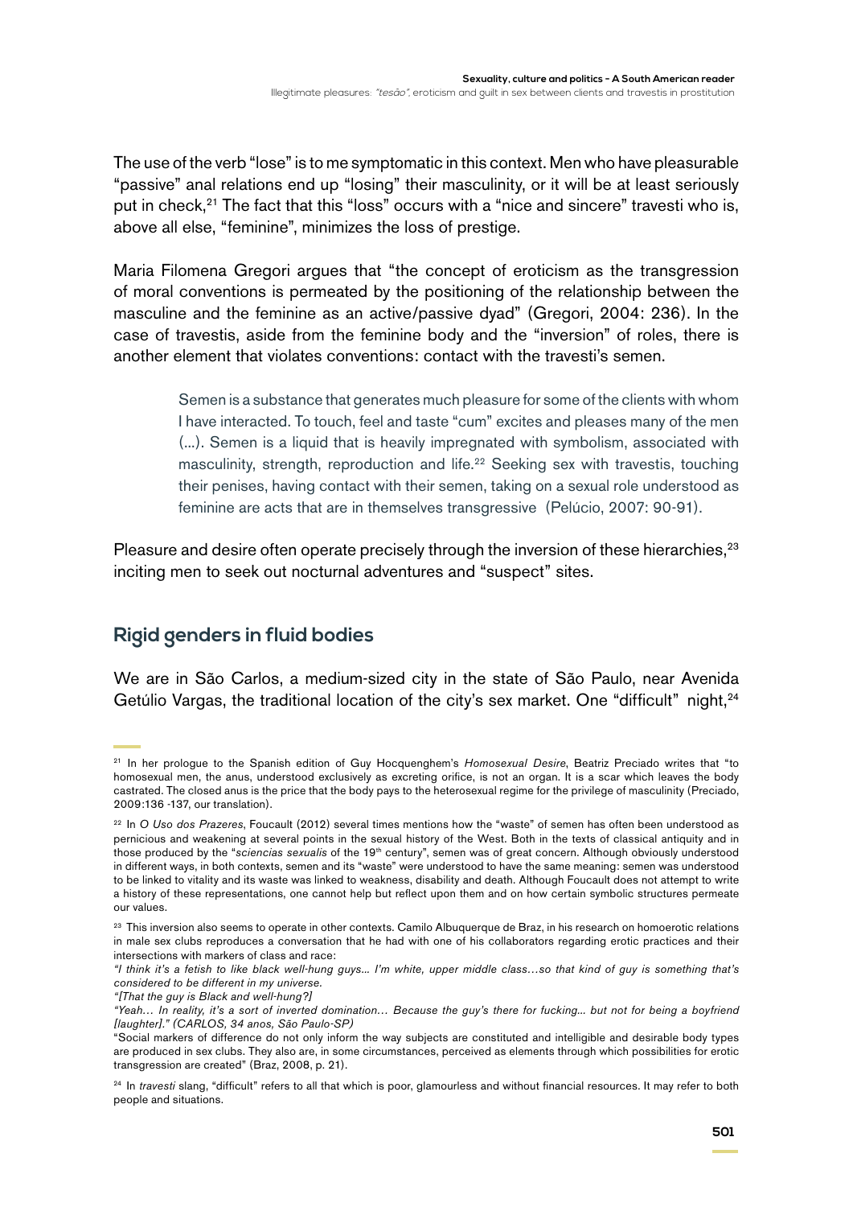The use of the verb "lose" is to me symptomatic in this context. Men who have pleasurable "passive" anal relations end up "losing" their masculinity, or it will be at least seriously put in check,[21] The fact that this "loss" occurs with a "nice and sincere" travesti who is, above all else, "feminine", minimizes the loss of prestige.

Maria Filomena Gregori argues that "the concept of eroticism as the transgression of moral conventions is permeated by the positioning of the relationship between the masculine and the feminine as an active/passive dyad" (Gregori, 2004: 236). In the case of travestis, aside from the feminine body and the "inversion" of roles, there is another element that violates conventions: contact with the travesti's semen.

> Semen is a substance that generates much pleasure for some of the clients with whom I have interacted. To touch, feel and taste "cum" excites and pleases many of the men (...). Semen is a liquid that is heavily impregnated with symbolism, associated with masculinity, strength, reproduction and life.[22] Seeking sex with travestis, touching their penises, having contact with their semen, taking on a sexual role understood as feminine are acts that are in themselves transgressive (Pelúcio, 2007: 90-91).

Pleasure and desire often operate precisely through the inversion of these hierarchies,[23] inciting men to seek out nocturnal adventures and "suspect" sites.

## Rigid genders in fluid bodies

We are in São Carlos, a medium-sized city in the state of São Paulo, near Avenida Getúlio Vargas, the traditional location of the city's sex market. One "difficult" night,[24]

---

[21] In her prologue to the Spanish edition of Guy Hocquenghem's *Homosexual Desire*, Beatriz Preciado writes that "to homosexual men, the anus, understood exclusively as excreting orifice, is not an organ. It is a scar which leaves the body castrated. The closed anus is the price that the body pays to the heterosexual regime for the privilege of masculinity (Preciado, 2009:136 -137, our translation).

[22] In *O Uso dos Prazeres*, Foucault (2012) several times mentions how the "waste" of semen has often been understood as pernicious and weakening at several points in the sexual history of the West. Both in the texts of classical antiquity and in those produced by the "*sciencias sexualis* of the 19th century", semen was of great concern. Although obviously understood in different ways, in both contexts, semen and its "waste" were understood to have the same meaning: semen was understood to be linked to vitality and its waste was linked to weakness, disability and death. Although Foucault does not attempt to write a history of these representations, one cannot help but reflect upon them and on how certain symbolic structures permeate our values.

[23] This inversion also seems to operate in other contexts. Camilo Albuquerque de Braz, in his research on homoerotic relations in male sex clubs reproduces a conversation that he had with one of his collaborators regarding erotic practices and their intersections with markers of class and race:

*"I think it's a fetish to like black well-hung guys... I'm white, upper middle class…so that kind of guy is something that's considered to be different in my universe.*

*"[That the guy is Black and well-hung?]*

*"Yeah… In reality, it's a sort of inverted domination… Because the guy's there for fucking... but not for being a boyfriend [laughter]." (CARLOS, 34 anos, São Paulo-SP)*

"Social markers of difference do not only inform the way subjects are constituted and intelligible and desirable body types are produced in sex clubs. They also are, in some circumstances, perceived as elements through which possibilities for erotic transgression are created" (Braz, 2008, p. 21).

[24] In *travesti* slang, "difficult" refers to all that which is poor, glamourless and without financial resources. It may refer to both people and situations.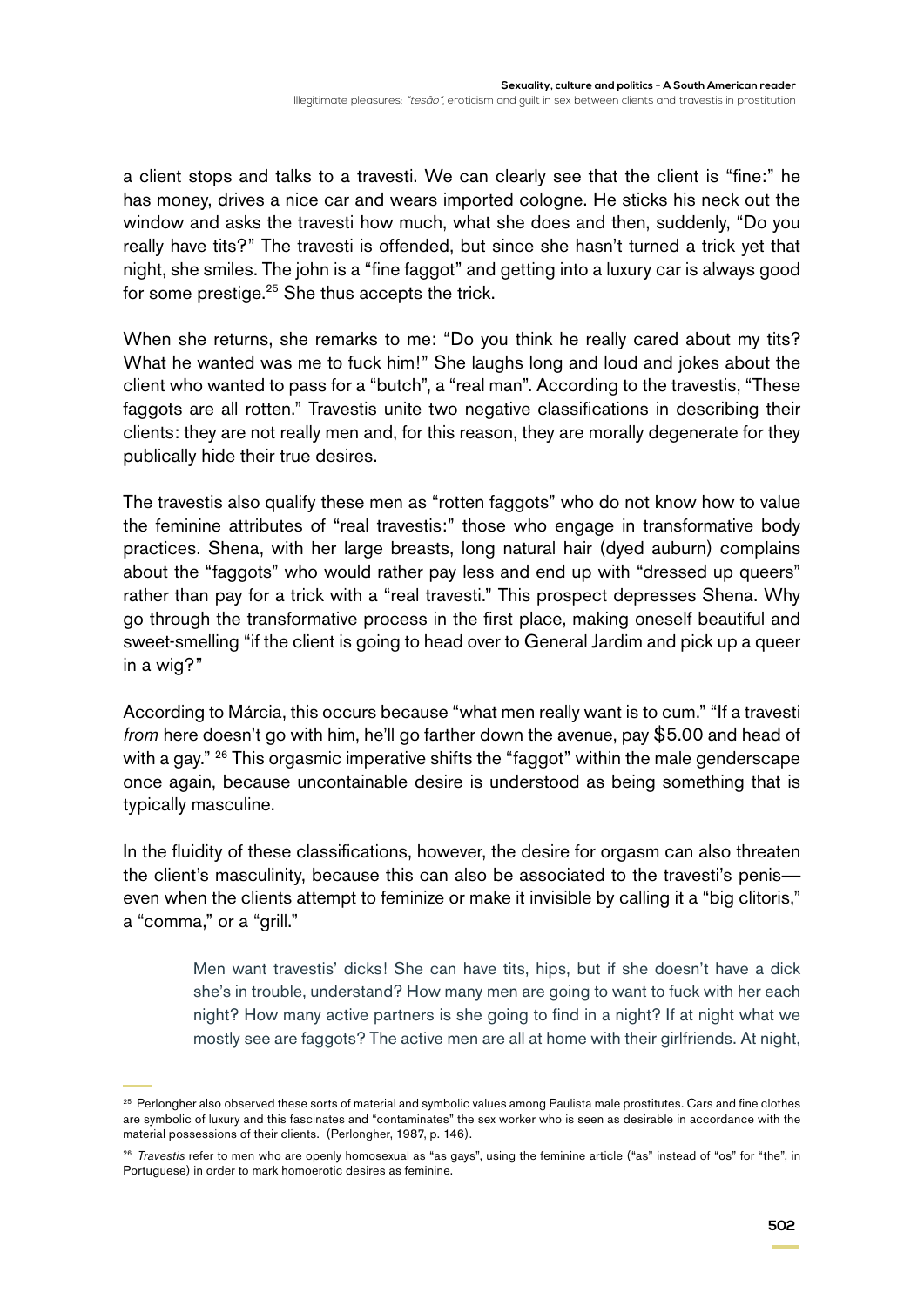a client stops and talks to a travesti. We can clearly see that the client is "fine:" he has money, drives a nice car and wears imported cologne. He sticks his neck out the window and asks the travesti how much, what she does and then, suddenly, "Do you really have tits?" The travesti is offended, but since she hasn't turned a trick yet that night, she smiles. The john is a "fine faggot" and getting into a luxury car is always good for some prestige.[25] She thus accepts the trick.

When she returns, she remarks to me: "Do you think he really cared about my tits? What he wanted was me to fuck him!" She laughs long and loud and jokes about the client who wanted to pass for a "butch", a "real man". According to the travestis, "These faggots are all rotten." Travestis unite two negative classifications in describing their clients: they are not really men and, for this reason, they are morally degenerate for they publically hide their true desires.

The travestis also qualify these men as "rotten faggots" who do not know how to value the feminine attributes of "real travestis:" those who engage in transformative body practices. Shena, with her large breasts, long natural hair (dyed auburn) complains about the "faggots" who would rather pay less and end up with "dressed up queers" rather than pay for a trick with a "real travesti." This prospect depresses Shena. Why go through the transformative process in the first place, making oneself beautiful and sweet-smelling "if the client is going to head over to General Jardim and pick up a queer in a wig?"

According to Márcia, this occurs because "what men really want is to cum." "If a travesti *from* here doesn't go with him, he'll go farther down the avenue, pay $5.00 and head of with a gay." [26] This orgasmic imperative shifts the "faggot" within the male genderscape once again, because uncontainable desire is understood as being something that is typically masculine.

In the fluidity of these classifications, however, the desire for orgasm can also threaten the client's masculinity, because this can also be associated to the travesti's penis—even when the clients attempt to feminize or make it invisible by calling it a "big clitoris," a "comma," or a "grill."

> Men want travestis' dicks! She can have tits, hips, but if she doesn't have a dick she's in trouble, understand? How many men are going to want to fuck with her each night? How many active partners is she going to find in a night? If at night what we mostly see are faggots? The active men are all at home with their girlfriends. At night,

---

[25] Perlongher also observed these sorts of material and symbolic values among Paulista male prostitutes. Cars and fine clothes are symbolic of luxury and this fascinates and "contaminates" the sex worker who is seen as desirable in accordance with the material possessions of their clients. (Perlongher, 1987, p. 146).

[26] *Travestis* refer to men who are openly homosexual as "as gays", using the feminine article ("as" instead of "os" for "the", in Portuguese) in order to mark homoerotic desires as feminine.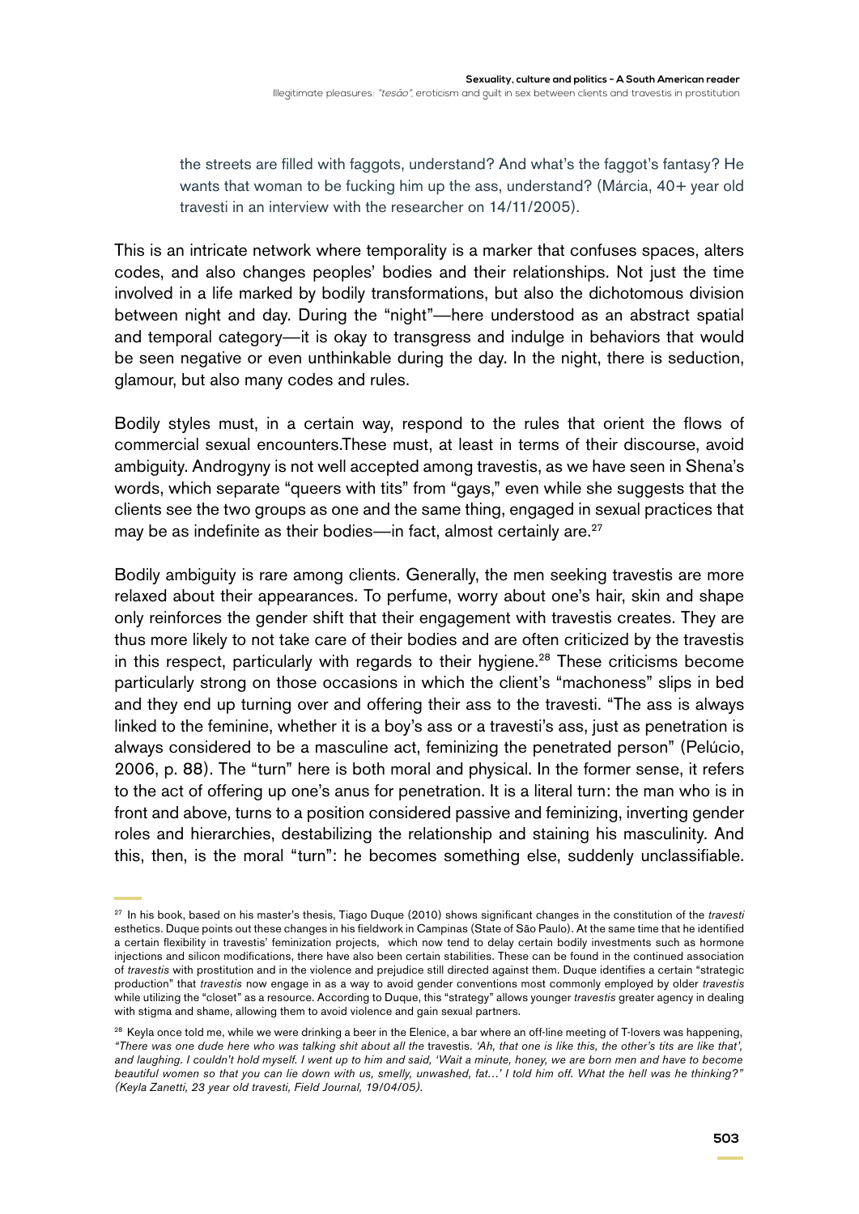the streets are filled with faggots, understand? And what's the faggot's fantasy? He wants that woman to be fucking him up the ass, understand? (Márcia, 40+ year old travesti in an interview with the researcher on 14/11/2005).

This is an intricate network where temporality is a marker that confuses spaces, alters codes, and also changes peoples' bodies and their relationships. Not just the time involved in a life marked by bodily transformations, but also the dichotomous division between night and day. During the "night"—here understood as an abstract spatial and temporal category—it is okay to transgress and indulge in behaviors that would be seen negative or even unthinkable during the day. In the night, there is seduction, glamour, but also many codes and rules.

Bodily styles must, in a certain way, respond to the rules that orient the flows of commercial sexual encounters.These must, at least in terms of their discourse, avoid ambiguity. Androgyny is not well accepted among travestis, as we have seen in Shena's words, which separate "queers with tits" from "gays," even while she suggests that the clients see the two groups as one and the same thing, engaged in sexual practices that may be as indefinite as their bodies—in fact, almost certainly are.[27]

Bodily ambiguity is rare among clients. Generally, the men seeking travestis are more relaxed about their appearances. To perfume, worry about one's hair, skin and shape only reinforces the gender shift that their engagement with travestis creates. They are thus more likely to not take care of their bodies and are often criticized by the travestis in this respect, particularly with regards to their hygiene.[28] These criticisms become particularly strong on those occasions in which the client's "machoness" slips in bed and they end up turning over and offering their ass to the travesti. "The ass is always linked to the feminine, whether it is a boy's ass or a travesti's ass, just as penetration is always considered to be a masculine act, feminizing the penetrated person" (Pelúcio, 2006, p. 88). The "turn" here is both moral and physical. In the former sense, it refers to the act of offering up one's anus for penetration. It is a literal turn: the man who is in front and above, turns to a position considered passive and feminizing, inverting gender roles and hierarchies, destabilizing the relationship and staining his masculinity. And this, then, is the moral "turn": he becomes something else, suddenly unclassifiable.

---

[27] In his book, based on his master's thesis, Tiago Duque (2010) shows significant changes in the constitution of the *travesti* esthetics. Duque points out these changes in his fieldwork in Campinas (State of São Paulo). At the same time that he identified a certain flexibility in travestis' feminization projects, which now tend to delay certain bodily investments such as hormone injections and silicon modifications, there have also been certain stabilities. These can be found in the continued association of *travestis* with prostitution and in the violence and prejudice still directed against them. Duque identifies a certain "strategic production" that *travestis* now engage in as a way to avoid gender conventions most commonly employed by older *travestis* while utilizing the "closet" as a resource. According to Duque, this "strategy" allows younger *travestis* greater agency in dealing with stigma and shame, allowing them to avoid violence and gain sexual partners.

[28] Keyla once told me, while we were drinking a beer in the Elenice, a bar where an off-line meeting of T-lovers was happening, *"There was one dude here who was talking shit about all the* travestis*. 'Ah, that one is like this, the other's tits are like that', and laughing. I couldn't hold myself. I went up to him and said, 'Wait a minute, honey, we are born men and have to become beautiful women so that you can lie down with us, smelly, unwashed, fat…' I told him off. What the hell was he thinking?" (Keyla Zanetti, 23 year old travesti, Field Journal, 19/04/05).*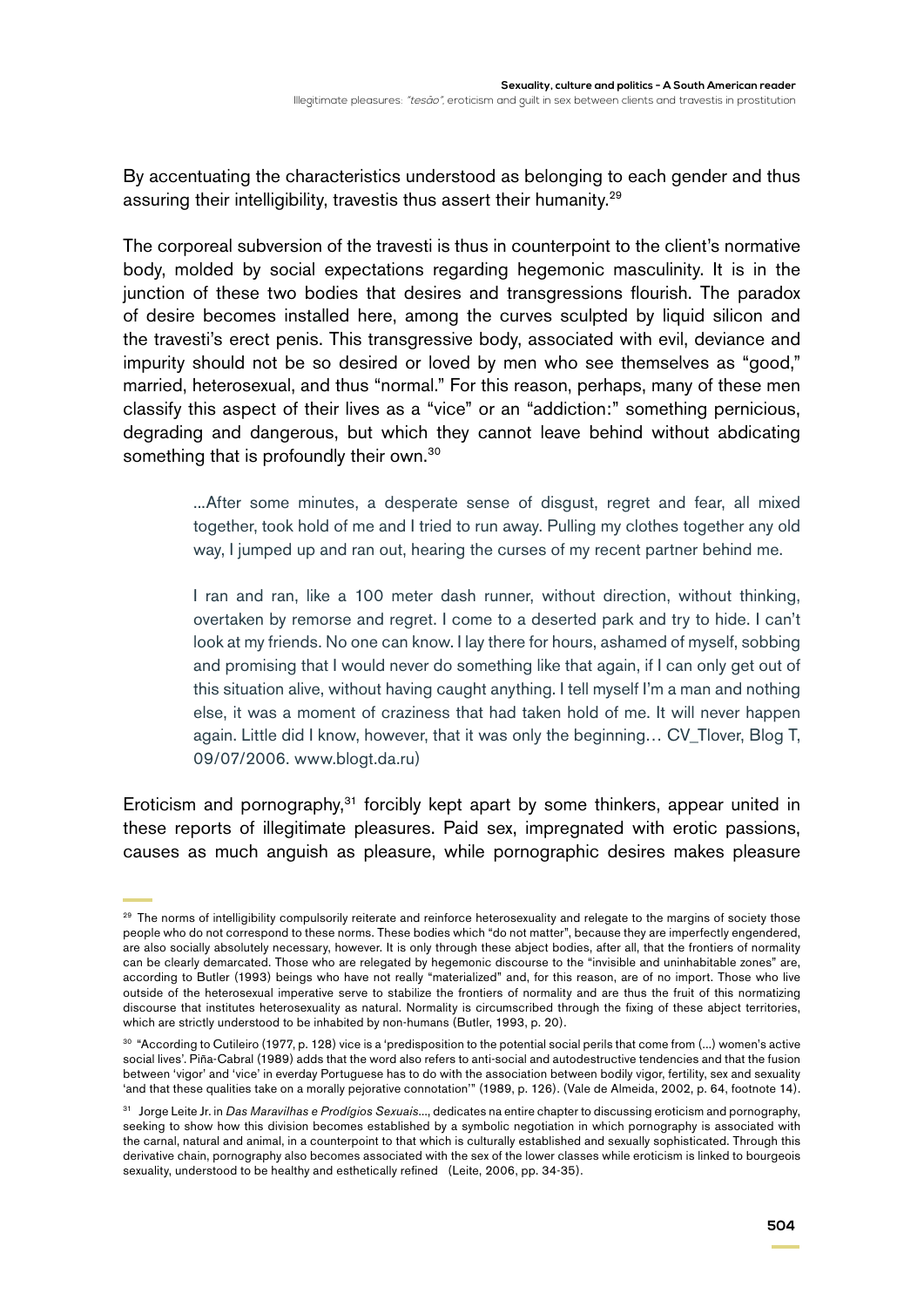By accentuating the characteristics understood as belonging to each gender and thus assuring their intelligibility, travestis thus assert their humanity.[29]

The corporeal subversion of the travesti is thus in counterpoint to the client's normative body, molded by social expectations regarding hegemonic masculinity. It is in the junction of these two bodies that desires and transgressions flourish. The paradox of desire becomes installed here, among the curves sculpted by liquid silicon and the travesti's erect penis. This transgressive body, associated with evil, deviance and impurity should not be so desired or loved by men who see themselves as "good," married, heterosexual, and thus "normal." For this reason, perhaps, many of these men classify this aspect of their lives as a "vice" or an "addiction:" something pernicious, degrading and dangerous, but which they cannot leave behind without abdicating something that is profoundly their own.[30]

> ...After some minutes, a desperate sense of disgust, regret and fear, all mixed together, took hold of me and I tried to run away. Pulling my clothes together any old way, I jumped up and ran out, hearing the curses of my recent partner behind me.
>
> I ran and ran, like a 100 meter dash runner, without direction, without thinking, overtaken by remorse and regret. I come to a deserted park and try to hide. I can't look at my friends. No one can know. I lay there for hours, ashamed of myself, sobbing and promising that I would never do something like that again, if I can only get out of this situation alive, without having caught anything. I tell myself I'm a man and nothing else, it was a moment of craziness that had taken hold of me. It will never happen again. Little did I know, however, that it was only the beginning… CV_Tlover, Blog T, 09/07/2006. www.blogt.da.ru)

Eroticism and pornography,[31] forcibly kept apart by some thinkers, appear united in these reports of illegitimate pleasures. Paid sex, impregnated with erotic passions, causes as much anguish as pleasure, while pornographic desires makes pleasure

---

[29] The norms of intelligibility compulsorily reiterate and reinforce heterosexuality and relegate to the margins of society those people who do not correspond to these norms. These bodies which "do not matter", because they are imperfectly engendered, are also socially absolutely necessary, however. It is only through these abject bodies, after all, that the frontiers of normality can be clearly demarcated. Those who are relegated by hegemonic discourse to the "invisible and uninhabitable zones" are, according to Butler (1993) beings who have not really "materialized" and, for this reason, are of no import. Those who live outside of the heterosexual imperative serve to stabilize the frontiers of normality and are thus the fruit of this normatizing discourse that institutes heterosexuality as natural. Normality is circumscribed through the fixing of these abject territories, which are strictly understood to be inhabited by non-humans (Butler, 1993, p. 20).

[30] "According to Cutileiro (1977, p. 128) vice is a 'predisposition to the potential social perils that come from (...) women's active social lives'. Piña-Cabral (1989) adds that the word also refers to anti-social and autodestructive tendencies and that the fusion between 'vigor' and 'vice' in everday Portuguese has to do with the association between bodily vigor, fertility, sex and sexuality 'and that these qualities take on a morally pejorative connotation'" (1989, p. 126). (Vale de Almeida, 2002, p. 64, footnote 14).

[31] Jorge Leite Jr. in *Das Maravilhas e Prodígios Sexuais*..., dedicates na entire chapter to discussing eroticism and pornography, seeking to show how this division becomes established by a symbolic negotiation in which pornography is associated with the carnal, natural and animal, in a counterpoint to that which is culturally established and sexually sophisticated. Through this derivative chain, pornography also becomes associated with the sex of the lower classes while eroticism is linked to bourgeois sexuality, understood to be healthy and esthetically refined (Leite, 2006, pp. 34-35).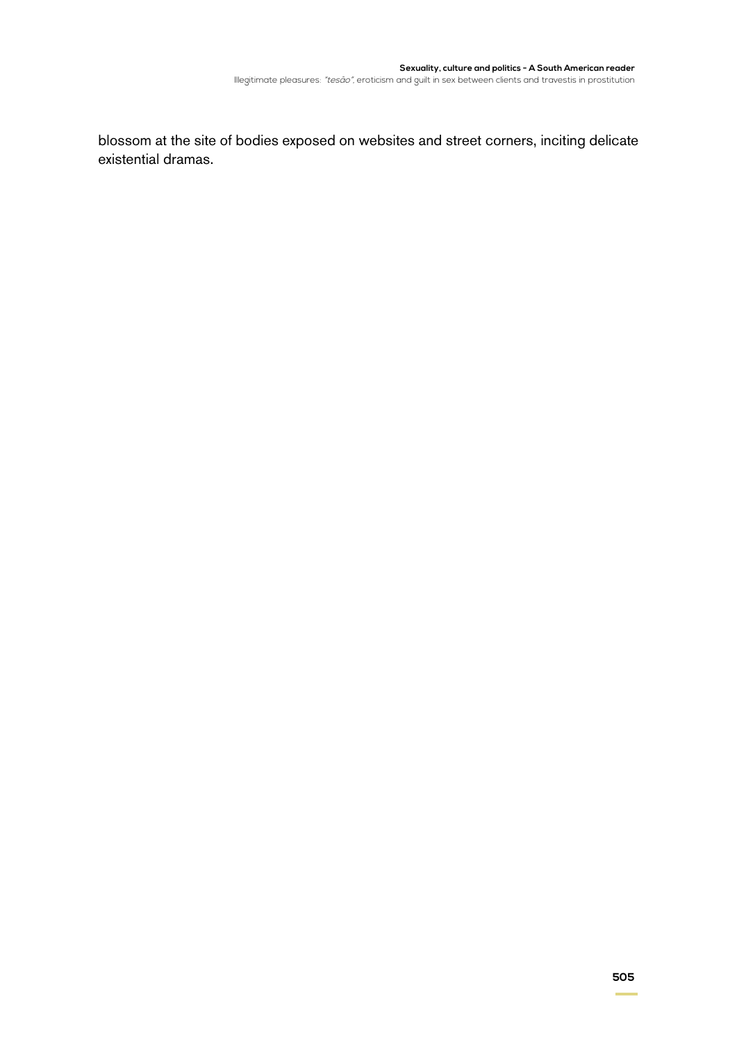blossom at the site of bodies exposed on websites and street corners, inciting delicate existential dramas.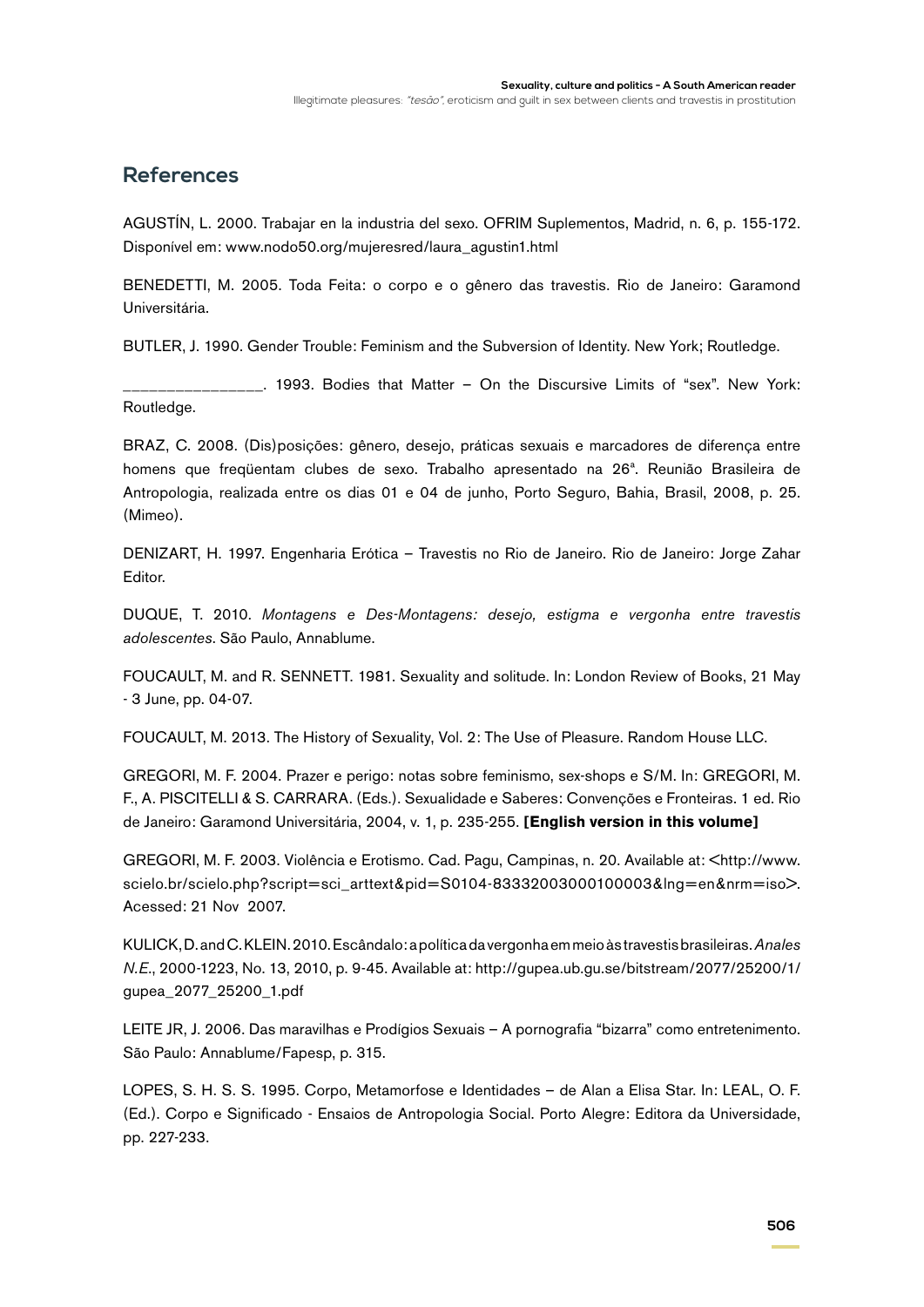## References

AGUSTÍN, L. 2000. Trabajar en la industria del sexo. OFRIM Suplementos, Madrid, n. 6, p. 155-172. Disponível em: www.nodo50.org/mujeresred/laura_agustin1.html

BENEDETTI, M. 2005. Toda Feita: o corpo e o gênero das travestis. Rio de Janeiro: Garamond Universitária.

BUTLER, J. 1990. Gender Trouble: Feminism and the Subversion of Identity. New York; Routledge.

_______________. 1993. Bodies that Matter – On the Discursive Limits of "sex". New York: Routledge.

BRAZ, C. 2008. (Dis)posições: gênero, desejo, práticas sexuais e marcadores de diferença entre homens que freqüentam clubes de sexo. Trabalho apresentado na 26ª. Reunião Brasileira de Antropologia, realizada entre os dias 01 e 04 de junho, Porto Seguro, Bahia, Brasil, 2008, p. 25. (Mimeo).

DENIZART, H. 1997. Engenharia Erótica – Travestis no Rio de Janeiro. Rio de Janeiro: Jorge Zahar Editor.

DUQUE, T. 2010. *Montagens e Des-Montagens: desejo, estigma e vergonha entre travestis adolescentes*. São Paulo, Annablume.

FOUCAULT, M. and R. SENNETT. 1981. Sexuality and solitude. In: London Review of Books, 21 May - 3 June, pp. 04-07.

FOUCAULT, M. 2013. The History of Sexuality, Vol. 2: The Use of Pleasure. Random House LLC.

GREGORI, M. F. 2004. Prazer e perigo: notas sobre feminismo, sex-shops e S/M. In: GREGORI, M. F., A. PISCITELLI & S. CARRARA. (Eds.). Sexualidade e Saberes: Convenções e Fronteiras. 1 ed. Rio de Janeiro: Garamond Universitária, 2004, v. 1, p. 235-255. **[English version in this volume]**

GREGORI, M. F. 2003. Violência e Erotismo. Cad. Pagu, Campinas, n. 20. Available at: <http://www.scielo.br/scielo.php?script=sci_arttext&pid=S0104-83332003000100003&lng=en&nrm=iso>. Acessed: 21 Nov 2007.

KULICK, D. and C. KLEIN. 2010. Escândalo: a política da vergonha em meio às travestis brasileiras. *Anales N.E.*, 2000-1223, No. 13, 2010, p. 9-45. Available at: http://gupea.ub.gu.se/bitstream/2077/25200/1/gupea_2077_25200_1.pdf

LEITE JR, J. 2006. Das maravilhas e Prodígios Sexuais – A pornografia "bizarra" como entretenimento. São Paulo: Annablume/Fapesp, p. 315.

LOPES, S. H. S. S. 1995. Corpo, Metamorfose e Identidades – de Alan a Elisa Star. In: LEAL, O. F. (Ed.). Corpo e Significado - Ensaios de Antropologia Social. Porto Alegre: Editora da Universidade, pp. 227-233.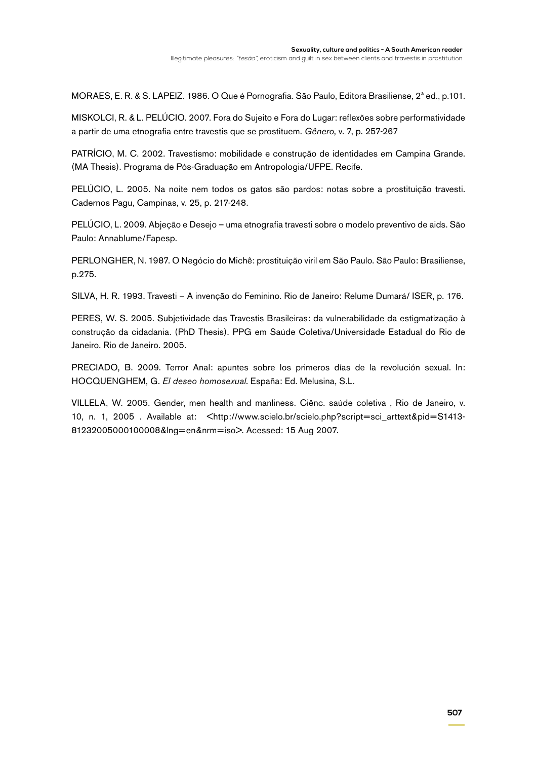MORAES, E. R. & S. LAPEIZ. 1986. O Que é Pornografia. São Paulo, Editora Brasiliense, 2ª ed., p.101.

MISKOLCI, R. & L. PELÚCIO. 2007. Fora do Sujeito e Fora do Lugar: reflexões sobre performatividade a partir de uma etnografia entre travestis que se prostituem. *Gênero*, v. 7, p. 257-267

PATRÍCIO, M. C. 2002. Travestismo: mobilidade e construção de identidades em Campina Grande. (MA Thesis). Programa de Pós-Graduação em Antropologia/UFPE. Recife.

PELÚCIO, L. 2005. Na noite nem todos os gatos são pardos: notas sobre a prostituição travesti. Cadernos Pagu, Campinas, v. 25, p. 217-248.

PELÚCIO, L. 2009. Abjeção e Desejo – uma etnografia travesti sobre o modelo preventivo de aids. São Paulo: Annablume/Fapesp.

PERLONGHER, N. 1987. O Negócio do Michê: prostituição viril em São Paulo. São Paulo: Brasiliense, p.275.

SILVA, H. R. 1993. Travesti – A invenção do Feminino. Rio de Janeiro: Relume Dumará/ ISER, p. 176.

PERES, W. S. 2005. Subjetividade das Travestis Brasileiras: da vulnerabilidade da estigmatização à construção da cidadania. (PhD Thesis). PPG em Saúde Coletiva/Universidade Estadual do Rio de Janeiro. Rio de Janeiro. 2005.

PRECIADO, B. 2009. Terror Anal: apuntes sobre los primeros días de la revolución sexual. In: HOCQUENGHEM, G. *El deseo homosexual*. España: Ed. Melusina, S.L.

VILLELA, W. 2005. Gender, men health and manliness. Ciênc. saúde coletiva , Rio de Janeiro, v. 10, n. 1, 2005 . Available at: <http://www.scielo.br/scielo.php?script=sci_arttext&pid=S1413-81232005000100008&lng=en&nrm=iso>. Acessed: 15 Aug 2007.